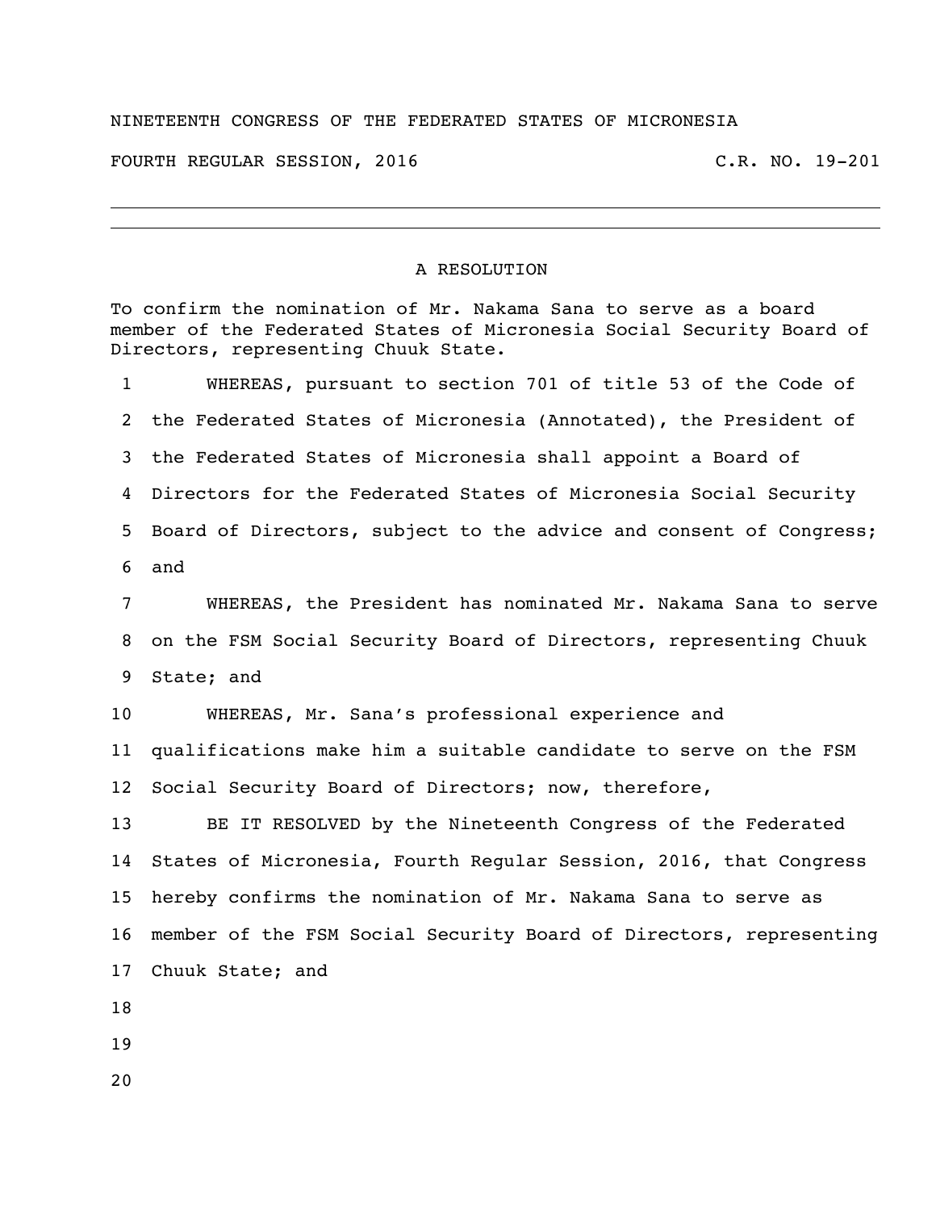NINETEENTH CONGRESS OF THE FEDERATED STATES OF MICRONESIA

FOURTH REGULAR SESSION, 2016 C.R. NO. 19-201

---

## A RESOLUTION

To confirm the nomination of Mr. Nakama Sana to serve as a board member of the Federated States of Micronesia Social Security Board of Directors, representing Chuuk State.

WHEREAS, pursuant to section 701 of title 53 of the Code of the Federated States of Micronesia (Annotated), the President of the Federated States of Micronesia shall appoint a Board of Directors for the Federated States of Micronesia Social Security Board of Directors, subject to the advice and consent of Congress; and

WHEREAS, the President has nominated Mr. Nakama Sana to serve on the FSM Social Security Board of Directors, representing Chuuk State; and

WHEREAS, Mr. Sana's professional experience and qualifications make him a suitable candidate to serve on the FSM Social Security Board of Directors; now, therefore,

BE IT RESOLVED by the Nineteenth Congress of the Federated States of Micronesia, Fourth Regular Session, 2016, that Congress hereby confirms the nomination of Mr. Nakama Sana to serve as member of the FSM Social Security Board of Directors, representing Chuuk State; and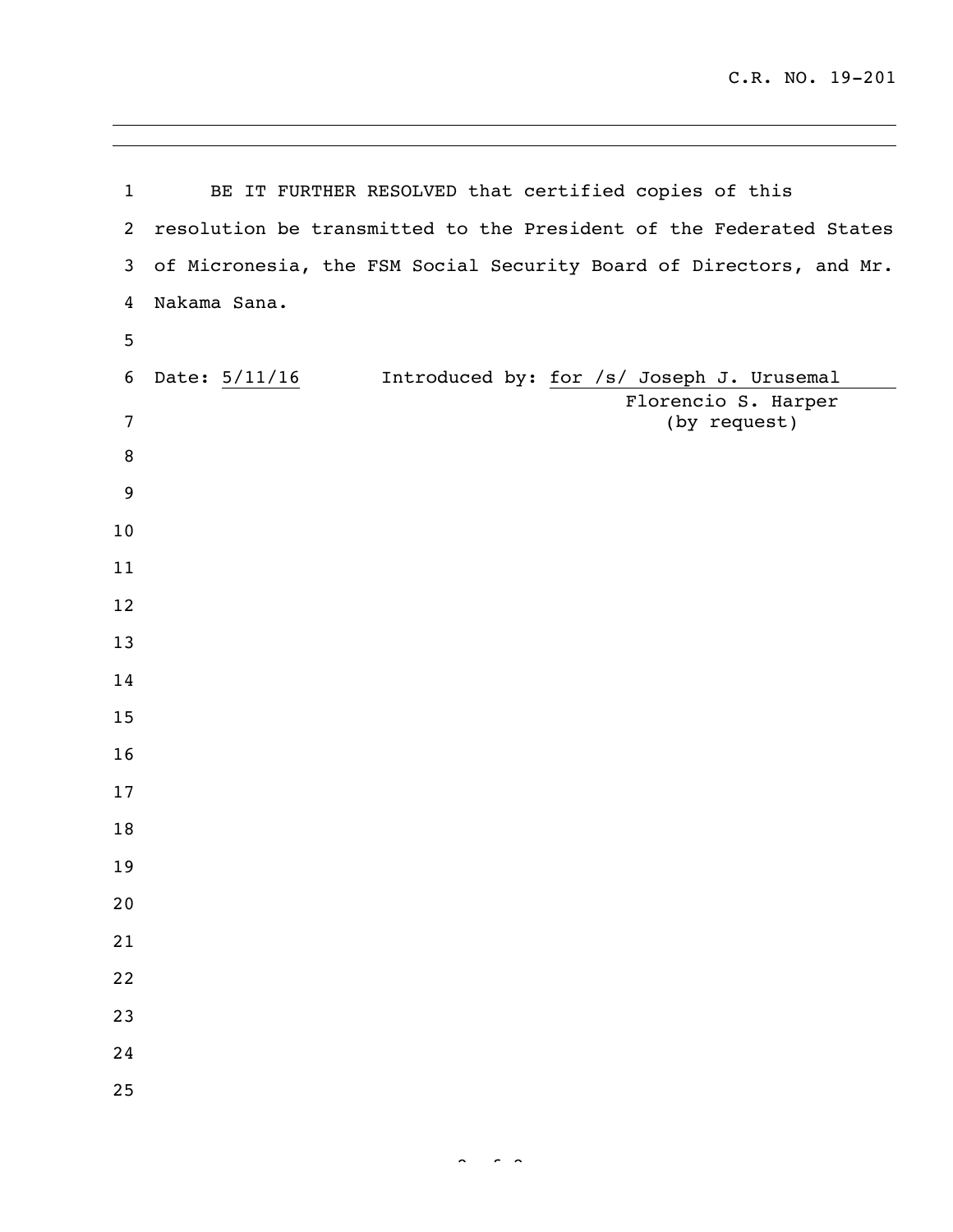BE IT FURTHER RESOLVED that certified copies of this resolution be transmitted to the President of the Federated States of Micronesia, the FSM Social Security Board of Directors, and Mr. Nakama Sana.

Date: 5/11/16 Introduced by: for /s/ Joseph J. Urusemal

Florencio S. Harper
(by request)